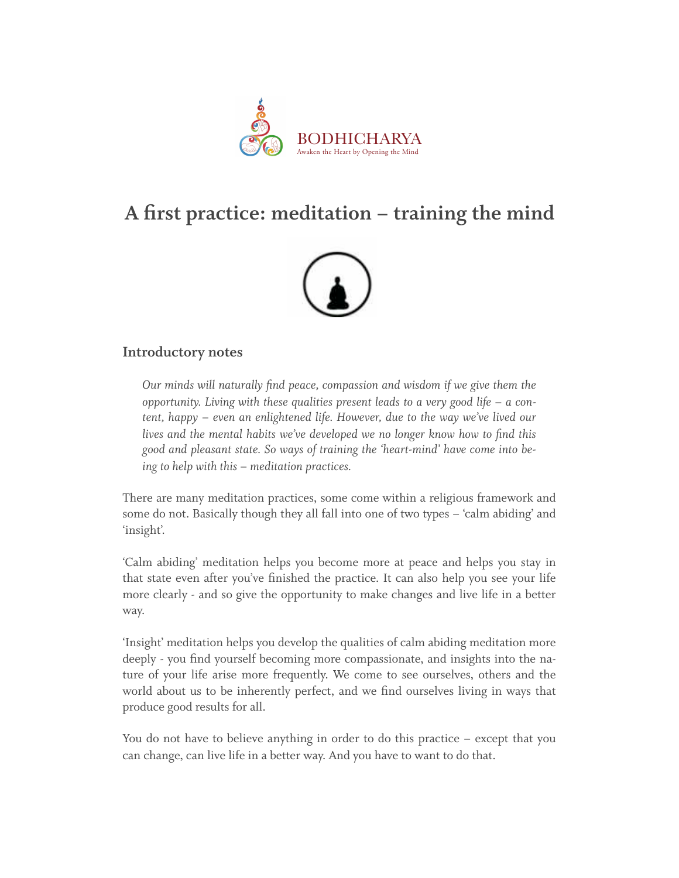BODHICHARYA

Awaken the Heart by Opening the Mind

# A first practice: meditation – training the mind

## Introductory notes

> *Our minds will naturally find peace, compassion and wisdom if we give them the opportunity. Living with these qualities present leads to a very good life – a content, happy – even an enlightened life. However, due to the way we've lived our lives and the mental habits we've developed we no longer know how to find this good and pleasant state. So ways of training the 'heart-mind' have come into being to help with this – meditation practices.*

There are many meditation practices, some come within a religious framework and some do not. Basically though they all fall into one of two types – 'calm abiding' and 'insight'.

'Calm abiding' meditation helps you become more at peace and helps you stay in that state even after you've finished the practice. It can also help you see your life more clearly - and so give the opportunity to make changes and live life in a better way.

'Insight' meditation helps you develop the qualities of calm abiding meditation more deeply - you find yourself becoming more compassionate, and insights into the nature of your life arise more frequently. We come to see ourselves, others and the world about us to be inherently perfect, and we find ourselves living in ways that produce good results for all.

You do not have to believe anything in order to do this practice – except that you can change, can live life in a better way. And you have to want to do that.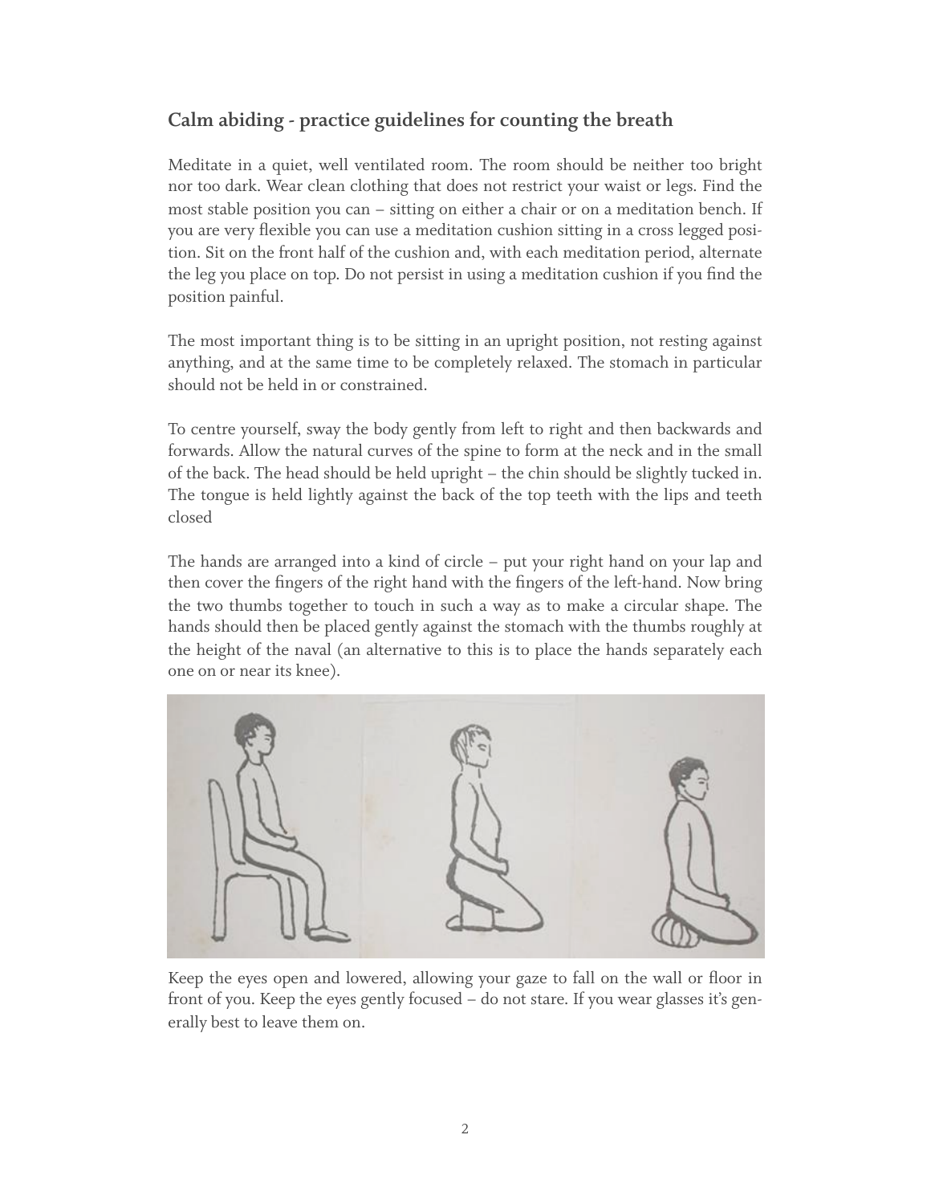## Calm abiding - practice guidelines for counting the breath

Meditate in a quiet, well ventilated room. The room should be neither too bright nor too dark. Wear clean clothing that does not restrict your waist or legs. Find the most stable position you can – sitting on either a chair or on a meditation bench. If you are very flexible you can use a meditation cushion sitting in a cross legged position. Sit on the front half of the cushion and, with each meditation period, alternate the leg you place on top. Do not persist in using a meditation cushion if you find the position painful.

The most important thing is to be sitting in an upright position, not resting against anything, and at the same time to be completely relaxed. The stomach in particular should not be held in or constrained.

To centre yourself, sway the body gently from left to right and then backwards and forwards. Allow the natural curves of the spine to form at the neck and in the small of the back. The head should be held upright – the chin should be slightly tucked in. The tongue is held lightly against the back of the top teeth with the lips and teeth closed

The hands are arranged into a kind of circle – put your right hand on your lap and then cover the fingers of the right hand with the fingers of the left-hand. Now bring the two thumbs together to touch in such a way as to make a circular shape. The hands should then be placed gently against the stomach with the thumbs roughly at the height of the naval (an alternative to this is to place the hands separately each one on or near its knee).

Keep the eyes open and lowered, allowing your gaze to fall on the wall or floor in front of you. Keep the eyes gently focused – do not stare. If you wear glasses it's generally best to leave them on.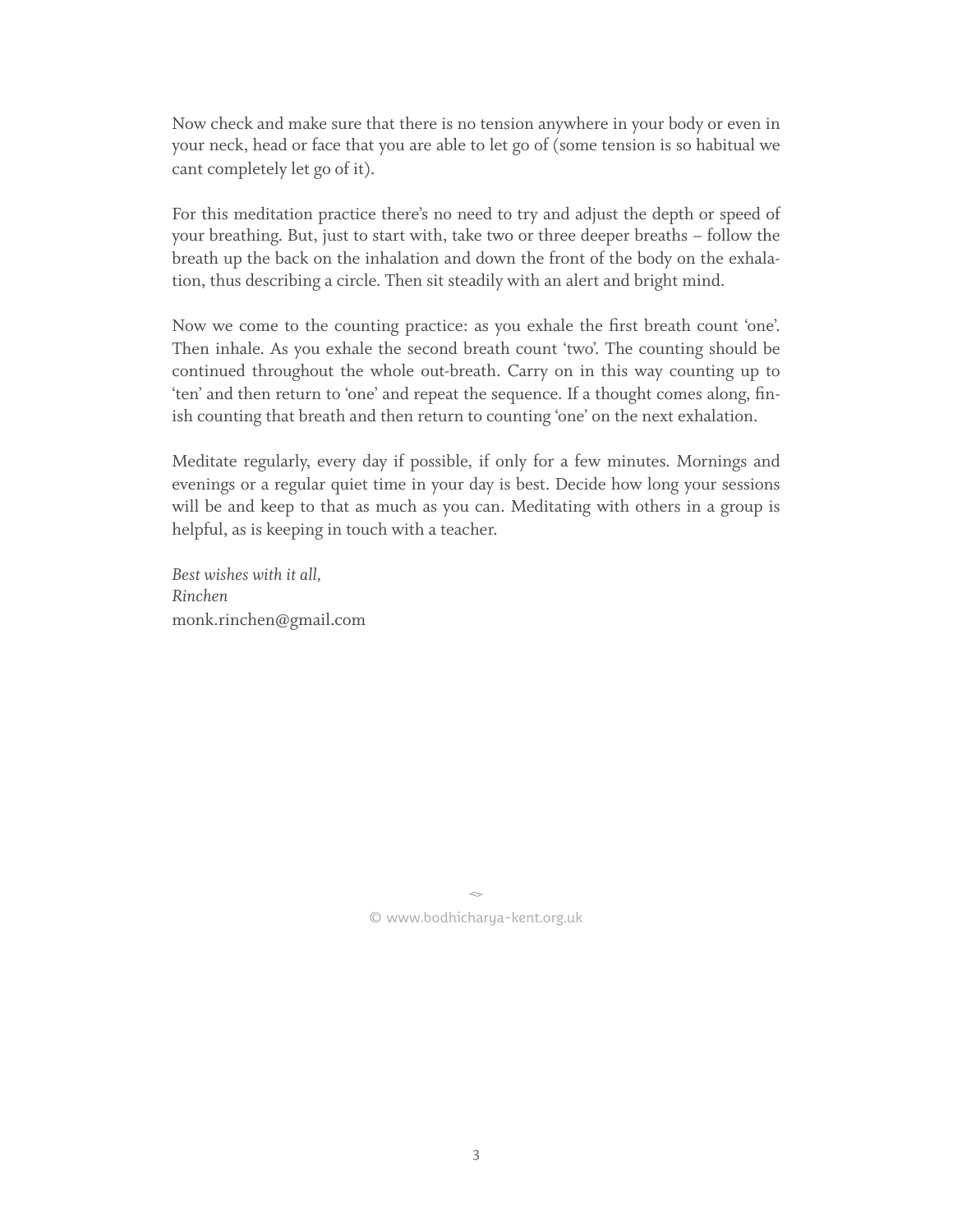Now check and make sure that there is no tension anywhere in your body or even in your neck, head or face that you are able to let go of (some tension is so habitual we cant completely let go of it).

For this meditation practice there's no need to try and adjust the depth or speed of your breathing. But, just to start with, take two or three deeper breaths – follow the breath up the back on the inhalation and down the front of the body on the exhalation, thus describing a circle. Then sit steadily with an alert and bright mind.

Now we come to the counting practice: as you exhale the first breath count 'one'. Then inhale. As you exhale the second breath count 'two'. The counting should be continued throughout the whole out-breath. Carry on in this way counting up to 'ten' and then return to 'one' and repeat the sequence. If a thought comes along, finish counting that breath and then return to counting 'one' on the next exhalation.

Meditate regularly, every day if possible, if only for a few minutes. Mornings and evenings or a regular quiet time in your day is best. Decide how long your sessions will be and keep to that as much as you can. Meditating with others in a group is helpful, as is keeping in touch with a teacher.

*Best wishes with it all,*
*Rinchen*
monk.rinchen@gmail.com

© www.bodhicharya-kent.org.uk